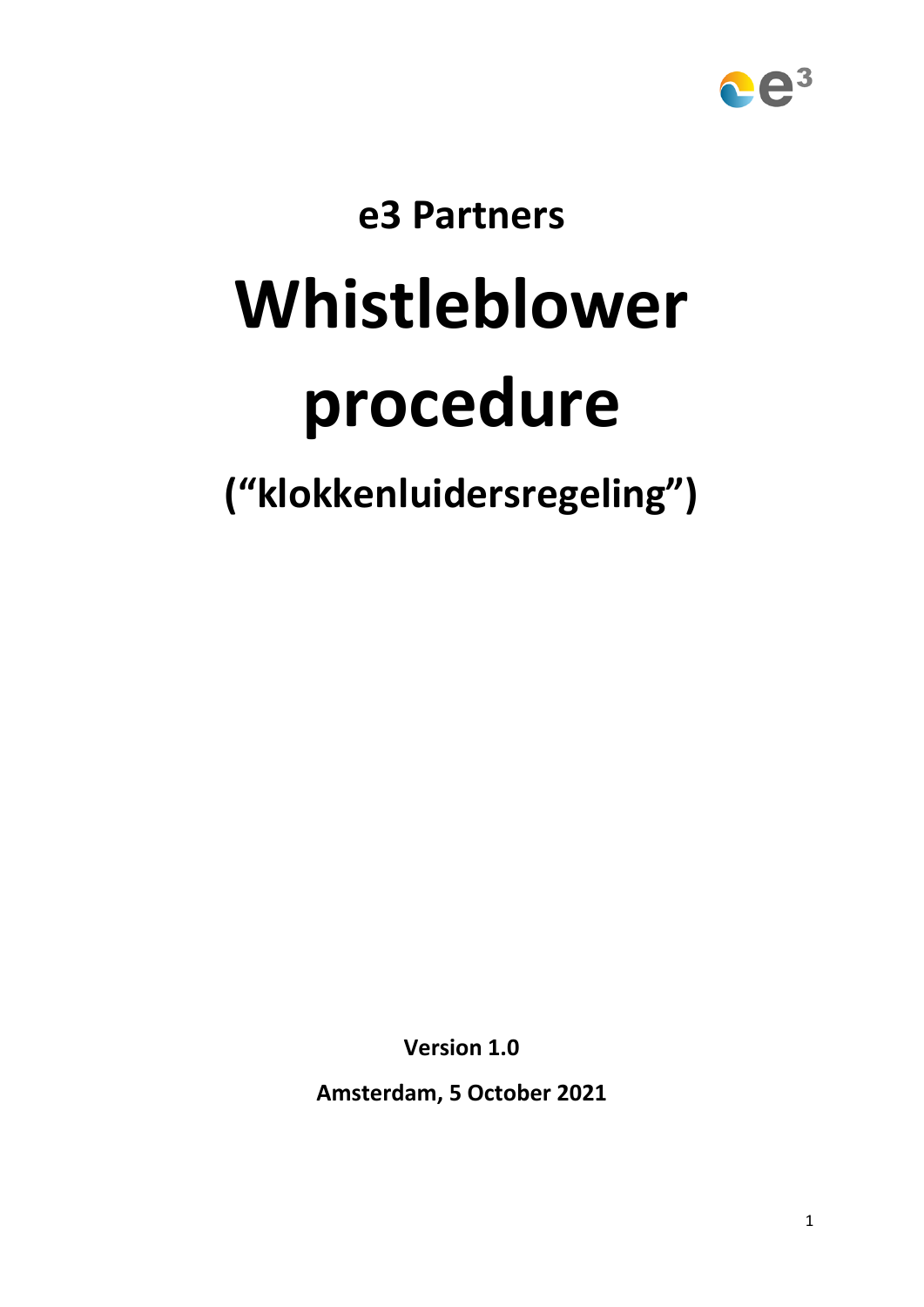**e3 Partners**

# Whistleblower procedure

## ("klokkenluidersregeling")

**Version 1.0**

**Amsterdam, 5 October 2021**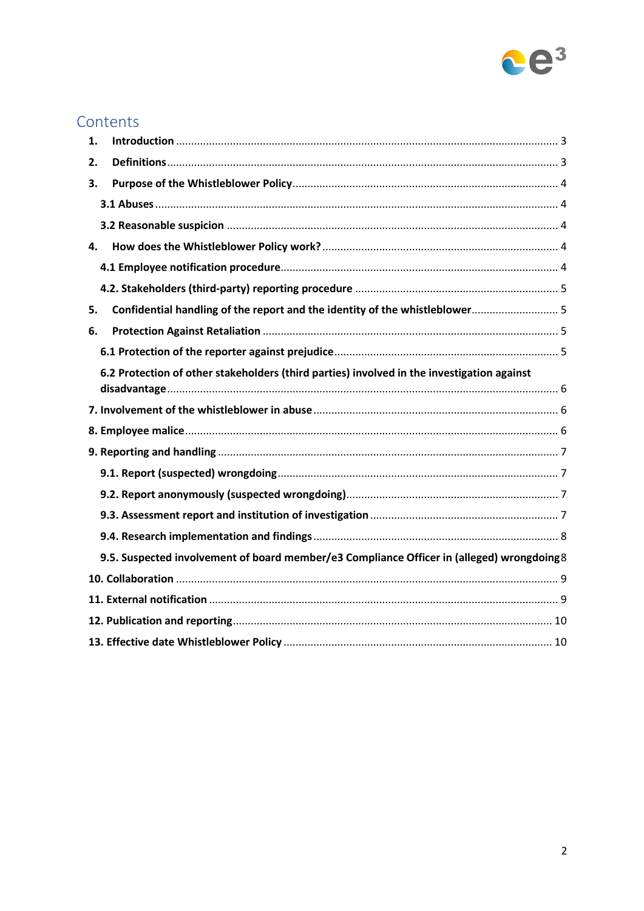# Contents

1. **Introduction** .......... 3
2. **Definitions** .......... 3
3. **Purpose of the Whistleblower Policy** .......... 4
   - **3.1 Abuses** .......... 4
   - **3.2 Reasonable suspicion** .......... 4
4. **How does the Whistleblower Policy work?** .......... 4
   - **4.1 Employee notification procedure** .......... 4
   - **4.2. Stakeholders (third-party) reporting procedure** .......... 5
5. **Confidential handling of the report and the identity of the whistleblower** .......... 5
6. **Protection Against Retaliation** .......... 5
   - **6.1 Protection of the reporter against prejudice** .......... 5
   - **6.2 Protection of other stakeholders (third parties) involved in the investigation against disadvantage** .......... 6

**7. Involvement of the whistleblower in abuse** .......... 6

**8. Employee malice** .......... 6

**9. Reporting and handling** .......... 7

- **9.1. Report (suspected) wrongdoing** .......... 7
- **9.2. Report anonymously (suspected wrongdoing)** .......... 7
- **9.3. Assessment report and institution of investigation** .......... 7
- **9.4. Research implementation and findings** .......... 8
- **9.5. Suspected involvement of board member/e3 Compliance Officer in (alleged) wrongdoing** 8

**10. Collaboration** .......... 9

**11. External notification** .......... 9

**12. Publication and reporting** .......... 10

**13. Effective date Whistleblower Policy** .......... 10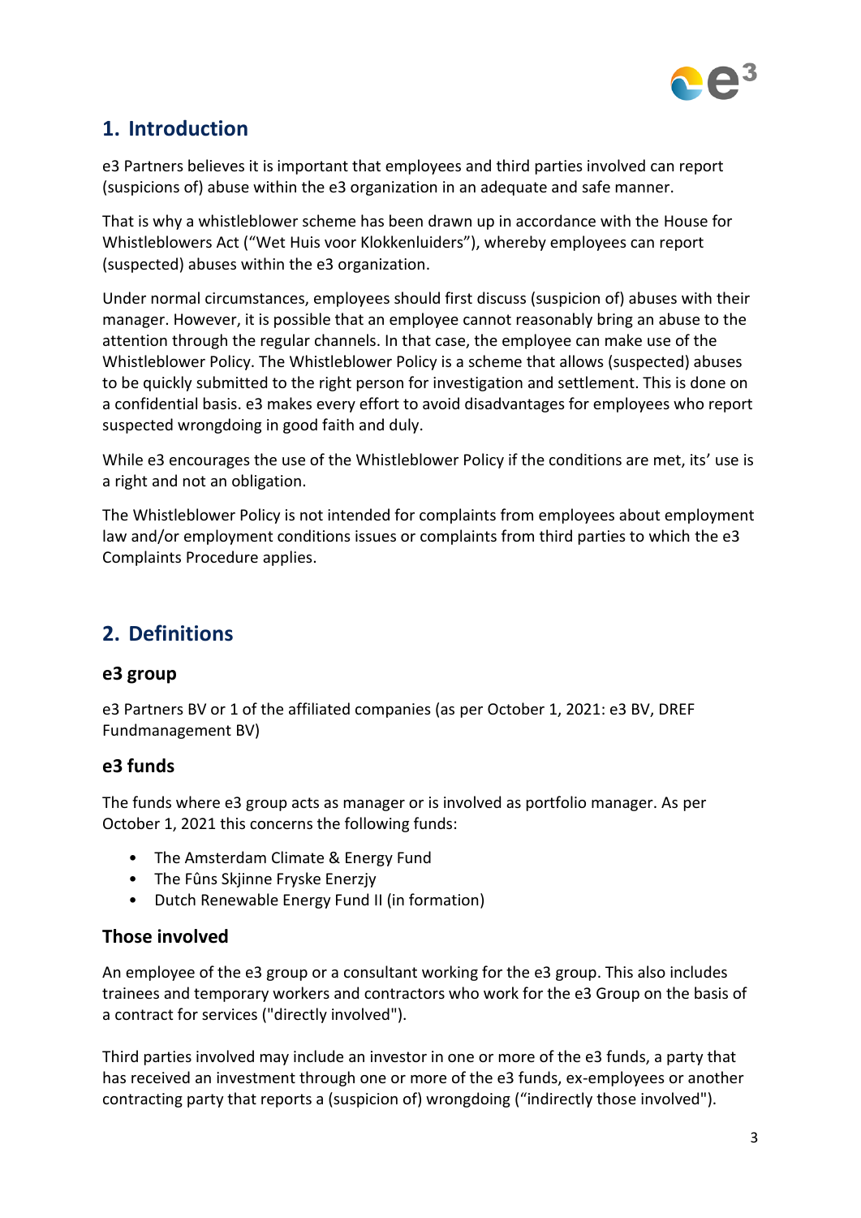## 1. Introduction

e3 Partners believes it is important that employees and third parties involved can report (suspicions of) abuse within the e3 organization in an adequate and safe manner.

That is why a whistleblower scheme has been drawn up in accordance with the House for Whistleblowers Act ("Wet Huis voor Klokkenluiders"), whereby employees can report (suspected) abuses within the e3 organization.

Under normal circumstances, employees should first discuss (suspicion of) abuses with their manager. However, it is possible that an employee cannot reasonably bring an abuse to the attention through the regular channels. In that case, the employee can make use of the Whistleblower Policy. The Whistleblower Policy is a scheme that allows (suspected) abuses to be quickly submitted to the right person for investigation and settlement. This is done on a confidential basis. e3 makes every effort to avoid disadvantages for employees who report suspected wrongdoing in good faith and duly.

While e3 encourages the use of the Whistleblower Policy if the conditions are met, its' use is a right and not an obligation.

The Whistleblower Policy is not intended for complaints from employees about employment law and/or employment conditions issues or complaints from third parties to which the e3 Complaints Procedure applies.

## 2. Definitions

### e3 group

e3 Partners BV or 1 of the affiliated companies (as per October 1, 2021: e3 BV, DREF Fundmanagement BV)

### e3 funds

The funds where e3 group acts as manager or is involved as portfolio manager. As per October 1, 2021 this concerns the following funds:

- The Amsterdam Climate & Energy Fund
- The Fûns Skjinne Fryske Enerzjy
- Dutch Renewable Energy Fund II (in formation)

### Those involved

An employee of the e3 group or a consultant working for the e3 group. This also includes trainees and temporary workers and contractors who work for the e3 Group on the basis of a contract for services ("directly involved").

Third parties involved may include an investor in one or more of the e3 funds, a party that has received an investment through one or more of the e3 funds, ex-employees or another contracting party that reports a (suspicion of) wrongdoing ("indirectly those involved").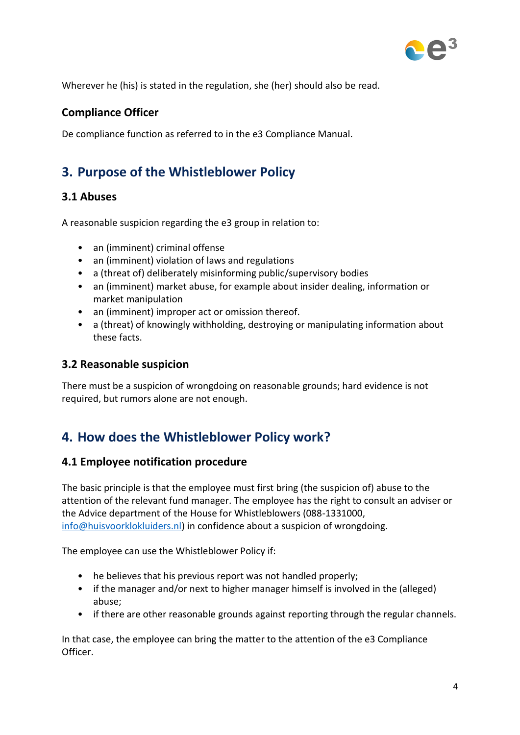Wherever he (his) is stated in the regulation, she (her) should also be read.

### Compliance Officer

De compliance function as referred to in the e3 Compliance Manual.

## 3. Purpose of the Whistleblower Policy

### 3.1 Abuses

A reasonable suspicion regarding the e3 group in relation to:

- an (imminent) criminal offense
- an (imminent) violation of laws and regulations
- a (threat of) deliberately misinforming public/supervisory bodies
- an (imminent) market abuse, for example about insider dealing, information or market manipulation
- an (imminent) improper act or omission thereof.
- a (threat) of knowingly withholding, destroying or manipulating information about these facts.

### 3.2 Reasonable suspicion

There must be a suspicion of wrongdoing on reasonable grounds; hard evidence is not required, but rumors alone are not enough.

## 4. How does the Whistleblower Policy work?

### 4.1 Employee notification procedure

The basic principle is that the employee must first bring (the suspicion of) abuse to the attention of the relevant fund manager. The employee has the right to consult an adviser or the Advice department of the House for Whistleblowers (088-1331000, info@huisvoorklokluiders.nl) in confidence about a suspicion of wrongdoing.

The employee can use the Whistleblower Policy if:

- he believes that his previous report was not handled properly;
- if the manager and/or next to higher manager himself is involved in the (alleged) abuse;
- if there are other reasonable grounds against reporting through the regular channels.

In that case, the employee can bring the matter to the attention of the e3 Compliance Officer.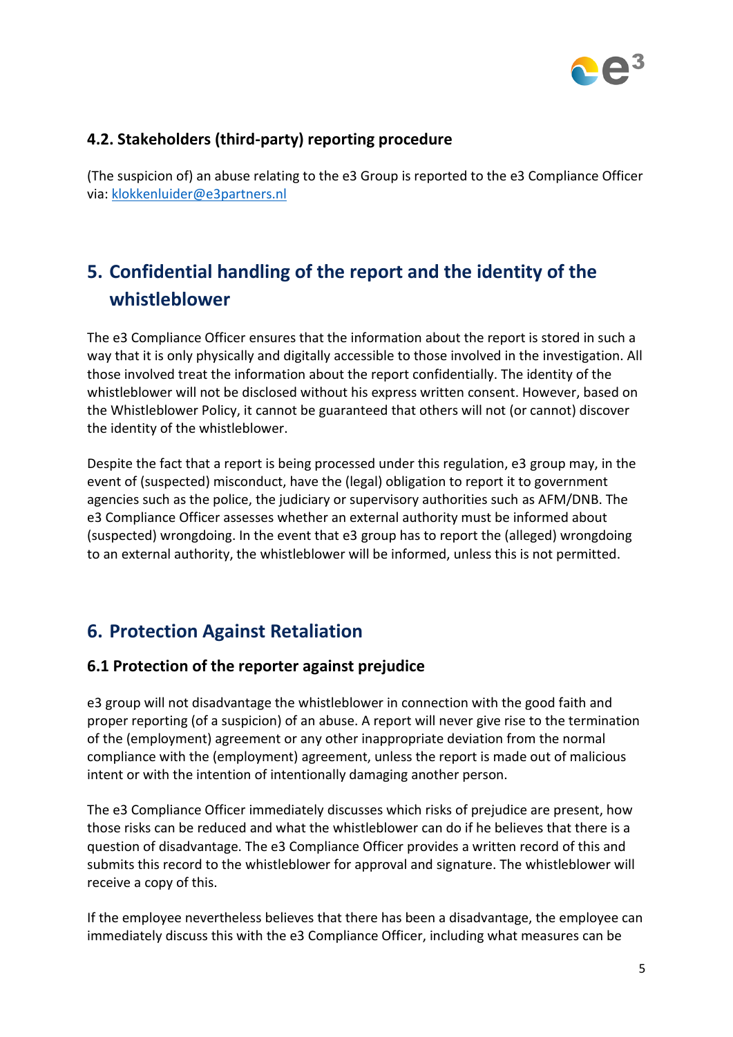### 4.2. Stakeholders (third-party) reporting procedure

(The suspicion of) an abuse relating to the e3 Group is reported to the e3 Compliance Officer via: klokkenluider@e3partners.nl

## 5. Confidential handling of the report and the identity of the whistleblower

The e3 Compliance Officer ensures that the information about the report is stored in such a way that it is only physically and digitally accessible to those involved in the investigation. All those involved treat the information about the report confidentially. The identity of the whistleblower will not be disclosed without his express written consent. However, based on the Whistleblower Policy, it cannot be guaranteed that others will not (or cannot) discover the identity of the whistleblower.

Despite the fact that a report is being processed under this regulation, e3 group may, in the event of (suspected) misconduct, have the (legal) obligation to report it to government agencies such as the police, the judiciary or supervisory authorities such as AFM/DNB. The e3 Compliance Officer assesses whether an external authority must be informed about (suspected) wrongdoing. In the event that e3 group has to report the (alleged) wrongdoing to an external authority, the whistleblower will be informed, unless this is not permitted.

## 6. Protection Against Retaliation

### 6.1 Protection of the reporter against prejudice

e3 group will not disadvantage the whistleblower in connection with the good faith and proper reporting (of a suspicion) of an abuse. A report will never give rise to the termination of the (employment) agreement or any other inappropriate deviation from the normal compliance with the (employment) agreement, unless the report is made out of malicious intent or with the intention of intentionally damaging another person.

The e3 Compliance Officer immediately discusses which risks of prejudice are present, how those risks can be reduced and what the whistleblower can do if he believes that there is a question of disadvantage. The e3 Compliance Officer provides a written record of this and submits this record to the whistleblower for approval and signature. The whistleblower will receive a copy of this.

If the employee nevertheless believes that there has been a disadvantage, the employee can immediately discuss this with the e3 Compliance Officer, including what measures can be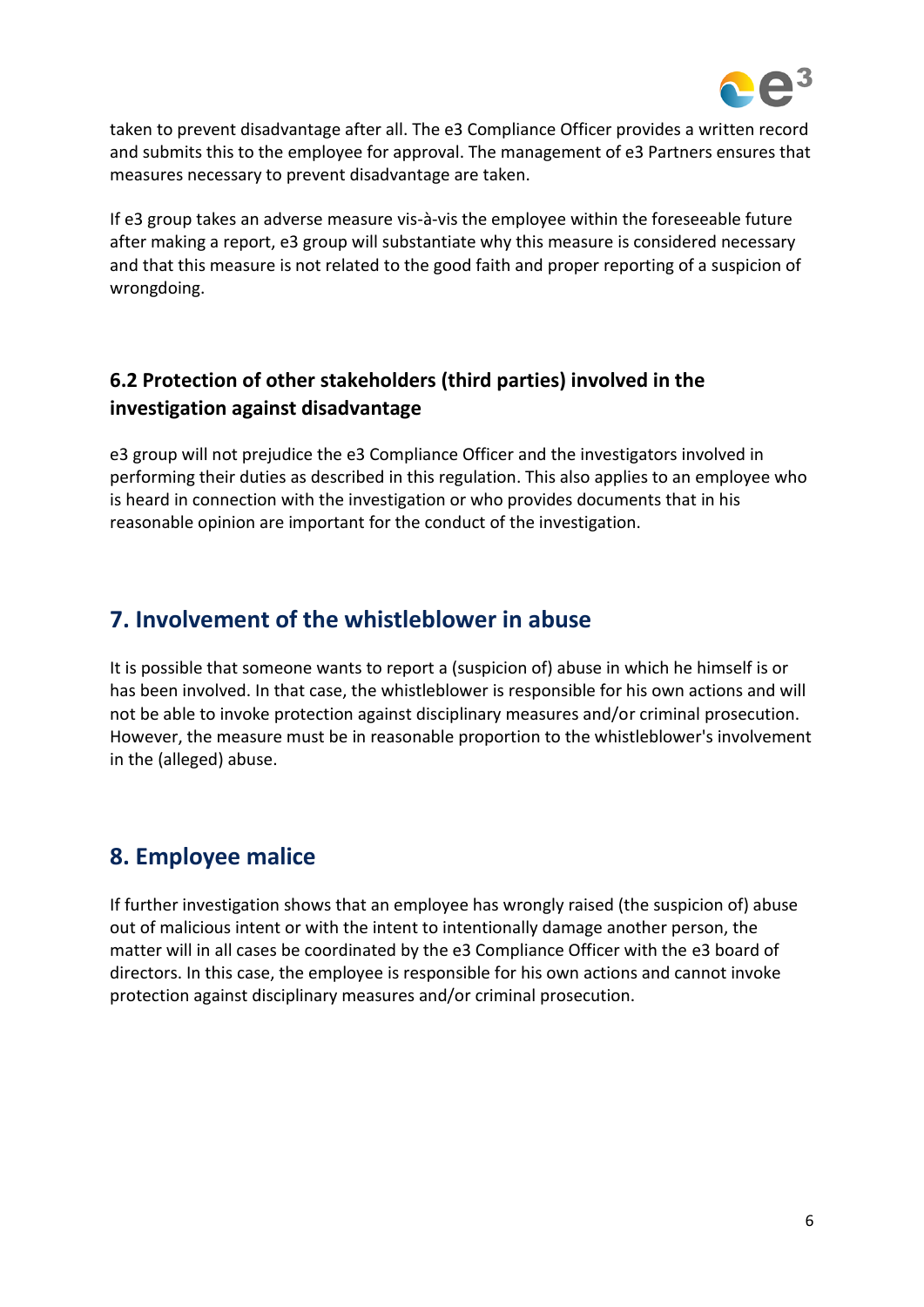taken to prevent disadvantage after all. The e3 Compliance Officer provides a written record and submits this to the employee for approval. The management of e3 Partners ensures that measures necessary to prevent disadvantage are taken.

If e3 group takes an adverse measure vis-à-vis the employee within the foreseeable future after making a report, e3 group will substantiate why this measure is considered necessary and that this measure is not related to the good faith and proper reporting of a suspicion of wrongdoing.

### 6.2 Protection of other stakeholders (third parties) involved in the investigation against disadvantage

e3 group will not prejudice the e3 Compliance Officer and the investigators involved in performing their duties as described in this regulation. This also applies to an employee who is heard in connection with the investigation or who provides documents that in his reasonable opinion are important for the conduct of the investigation.

## 7. Involvement of the whistleblower in abuse

It is possible that someone wants to report a (suspicion of) abuse in which he himself is or has been involved. In that case, the whistleblower is responsible for his own actions and will not be able to invoke protection against disciplinary measures and/or criminal prosecution. However, the measure must be in reasonable proportion to the whistleblower's involvement in the (alleged) abuse.

## 8. Employee malice

If further investigation shows that an employee has wrongly raised (the suspicion of) abuse out of malicious intent or with the intent to intentionally damage another person, the matter will in all cases be coordinated by the e3 Compliance Officer with the e3 board of directors. In this case, the employee is responsible for his own actions and cannot invoke protection against disciplinary measures and/or criminal prosecution.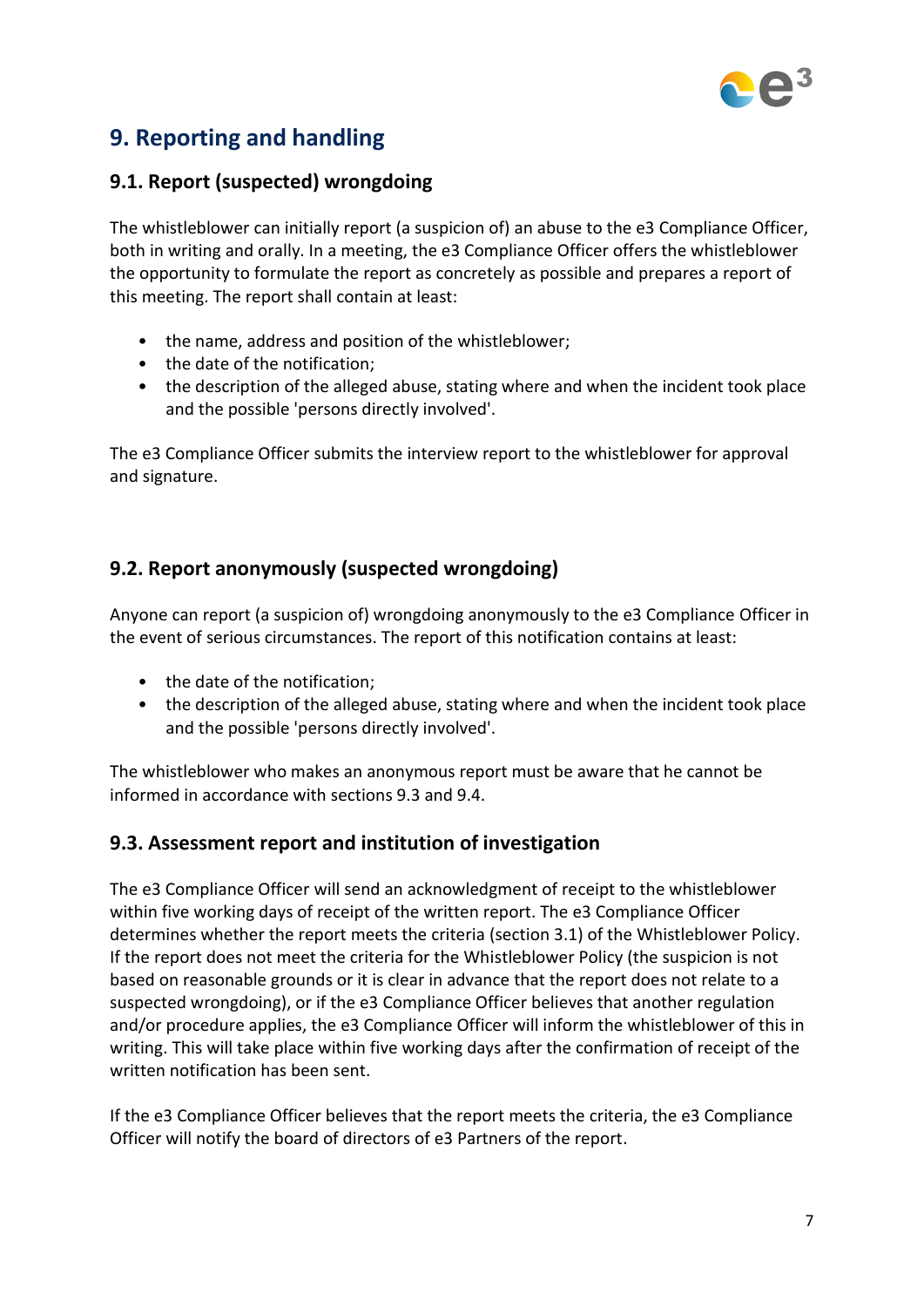## 9. Reporting and handling

### 9.1. Report (suspected) wrongdoing

The whistleblower can initially report (a suspicion of) an abuse to the e3 Compliance Officer, both in writing and orally. In a meeting, the e3 Compliance Officer offers the whistleblower the opportunity to formulate the report as concretely as possible and prepares a report of this meeting. The report shall contain at least:

- the name, address and position of the whistleblower;
- the date of the notification;
- the description of the alleged abuse, stating where and when the incident took place and the possible 'persons directly involved'.

The e3 Compliance Officer submits the interview report to the whistleblower for approval and signature.

### 9.2. Report anonymously (suspected wrongdoing)

Anyone can report (a suspicion of) wrongdoing anonymously to the e3 Compliance Officer in the event of serious circumstances. The report of this notification contains at least:

- the date of the notification;
- the description of the alleged abuse, stating where and when the incident took place and the possible 'persons directly involved'.

The whistleblower who makes an anonymous report must be aware that he cannot be informed in accordance with sections 9.3 and 9.4.

### 9.3. Assessment report and institution of investigation

The e3 Compliance Officer will send an acknowledgment of receipt to the whistleblower within five working days of receipt of the written report. The e3 Compliance Officer determines whether the report meets the criteria (section 3.1) of the Whistleblower Policy. If the report does not meet the criteria for the Whistleblower Policy (the suspicion is not based on reasonable grounds or it is clear in advance that the report does not relate to a suspected wrongdoing), or if the e3 Compliance Officer believes that another regulation and/or procedure applies, the e3 Compliance Officer will inform the whistleblower of this in writing. This will take place within five working days after the confirmation of receipt of the written notification has been sent.

If the e3 Compliance Officer believes that the report meets the criteria, the e3 Compliance Officer will notify the board of directors of e3 Partners of the report.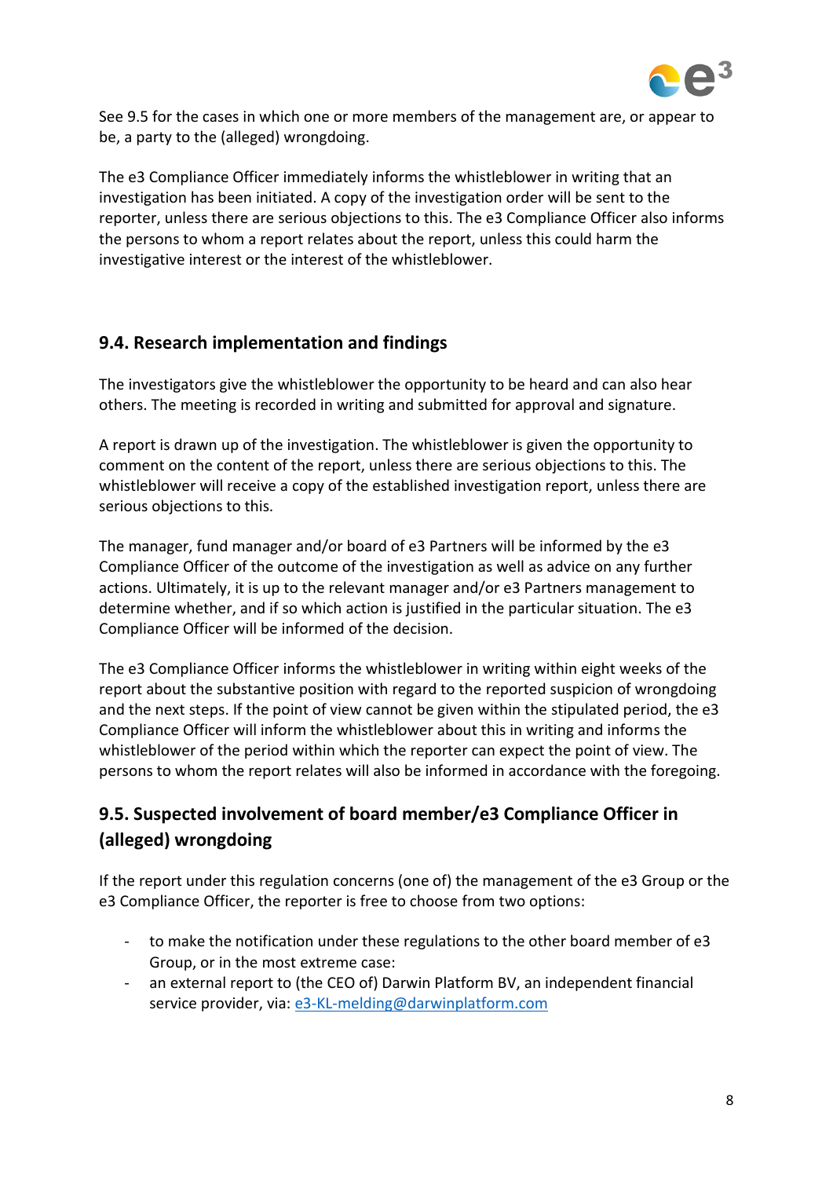See 9.5 for the cases in which one or more members of the management are, or appear to be, a party to the (alleged) wrongdoing.

The e3 Compliance Officer immediately informs the whistleblower in writing that an investigation has been initiated. A copy of the investigation order will be sent to the reporter, unless there are serious objections to this. The e3 Compliance Officer also informs the persons to whom a report relates about the report, unless this could harm the investigative interest or the interest of the whistleblower.

## 9.4. Research implementation and findings

The investigators give the whistleblower the opportunity to be heard and can also hear others. The meeting is recorded in writing and submitted for approval and signature.

A report is drawn up of the investigation. The whistleblower is given the opportunity to comment on the content of the report, unless there are serious objections to this. The whistleblower will receive a copy of the established investigation report, unless there are serious objections to this.

The manager, fund manager and/or board of e3 Partners will be informed by the e3 Compliance Officer of the outcome of the investigation as well as advice on any further actions. Ultimately, it is up to the relevant manager and/or e3 Partners management to determine whether, and if so which action is justified in the particular situation. The e3 Compliance Officer will be informed of the decision.

The e3 Compliance Officer informs the whistleblower in writing within eight weeks of the report about the substantive position with regard to the reported suspicion of wrongdoing and the next steps. If the point of view cannot be given within the stipulated period, the e3 Compliance Officer will inform the whistleblower about this in writing and informs the whistleblower of the period within which the reporter can expect the point of view. The persons to whom the report relates will also be informed in accordance with the foregoing.

## 9.5. Suspected involvement of board member/e3 Compliance Officer in (alleged) wrongdoing

If the report under this regulation concerns (one of) the management of the e3 Group or the e3 Compliance Officer, the reporter is free to choose from two options:

- to make the notification under these regulations to the other board member of e3 Group, or in the most extreme case:
- an external report to (the CEO of) Darwin Platform BV, an independent financial service provider, via: e3-KL-melding@darwinplatform.com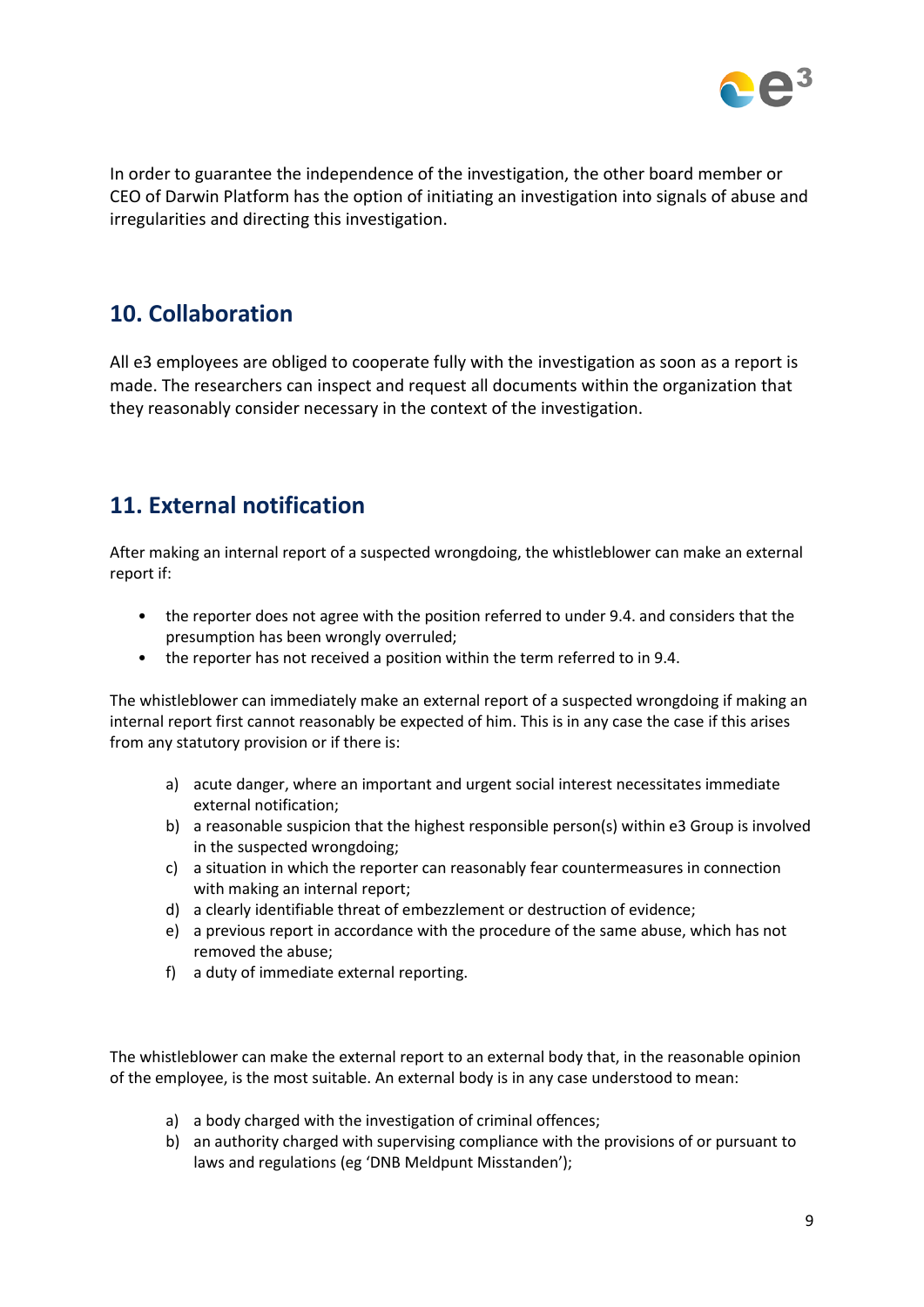In order to guarantee the independence of the investigation, the other board member or CEO of Darwin Platform has the option of initiating an investigation into signals of abuse and irregularities and directing this investigation.

## 10. Collaboration

All e3 employees are obliged to cooperate fully with the investigation as soon as a report is made. The researchers can inspect and request all documents within the organization that they reasonably consider necessary in the context of the investigation.

## 11. External notification

After making an internal report of a suspected wrongdoing, the whistleblower can make an external report if:

- the reporter does not agree with the position referred to under 9.4. and considers that the presumption has been wrongly overruled;
- the reporter has not received a position within the term referred to in 9.4.

The whistleblower can immediately make an external report of a suspected wrongdoing if making an internal report first cannot reasonably be expected of him. This is in any case the case if this arises from any statutory provision or if there is:

a) acute danger, where an important and urgent social interest necessitates immediate external notification;
b) a reasonable suspicion that the highest responsible person(s) within e3 Group is involved in the suspected wrongdoing;
c) a situation in which the reporter can reasonably fear countermeasures in connection with making an internal report;
d) a clearly identifiable threat of embezzlement or destruction of evidence;
e) a previous report in accordance with the procedure of the same abuse, which has not removed the abuse;
f) a duty of immediate external reporting.

The whistleblower can make the external report to an external body that, in the reasonable opinion of the employee, is the most suitable. An external body is in any case understood to mean:

a) a body charged with the investigation of criminal offences;
b) an authority charged with supervising compliance with the provisions of or pursuant to laws and regulations (eg 'DNB Meldpunt Misstanden');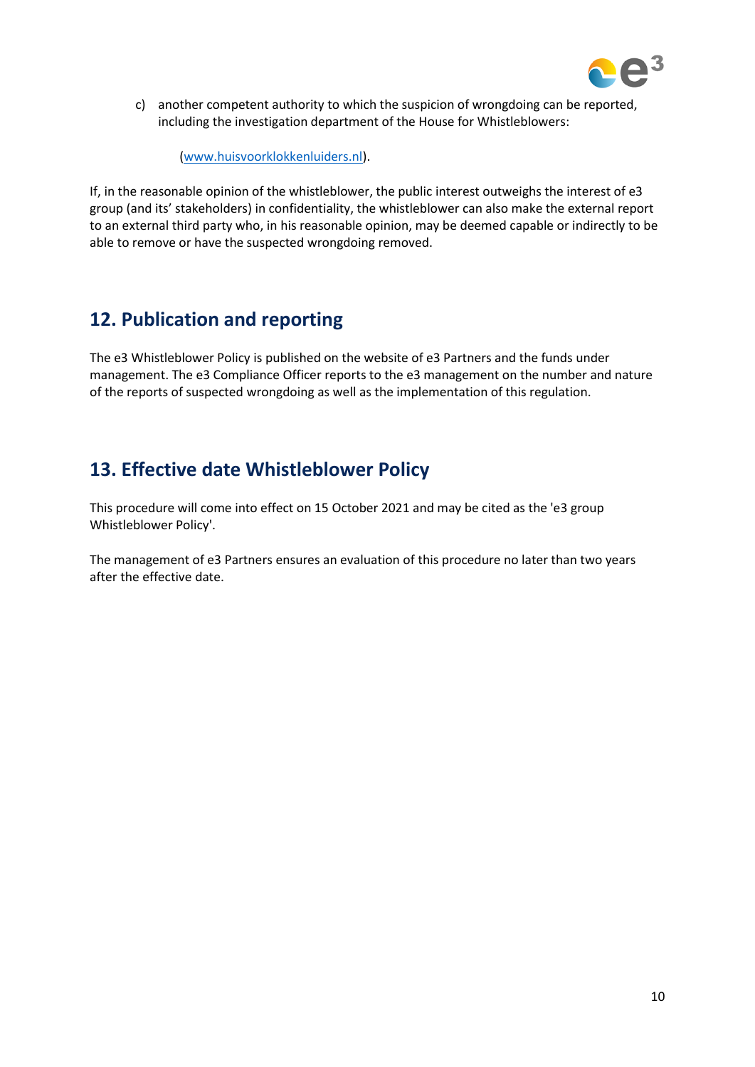c) another competent authority to which the suspicion of wrongdoing can be reported, including the investigation department of the House for Whistleblowers:

(www.huisvoorklokkenluiders.nl).

If, in the reasonable opinion of the whistleblower, the public interest outweighs the interest of e3 group (and its' stakeholders) in confidentiality, the whistleblower can also make the external report to an external third party who, in his reasonable opinion, may be deemed capable or indirectly to be able to remove or have the suspected wrongdoing removed.

## 12. Publication and reporting

The e3 Whistleblower Policy is published on the website of e3 Partners and the funds under management. The e3 Compliance Officer reports to the e3 management on the number and nature of the reports of suspected wrongdoing as well as the implementation of this regulation.

## 13. Effective date Whistleblower Policy

This procedure will come into effect on 15 October 2021 and may be cited as the 'e3 group Whistleblower Policy'.

The management of e3 Partners ensures an evaluation of this procedure no later than two years after the effective date.